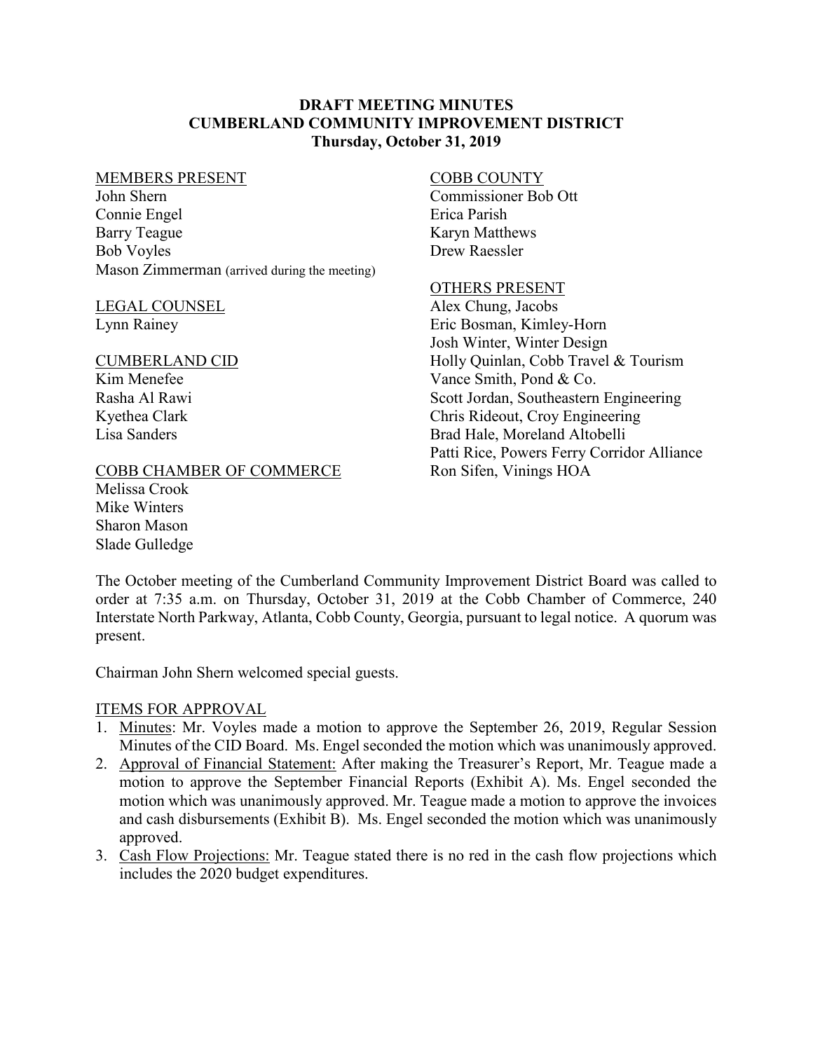# DRAFT MEETING MINUTES
# CUMBERLAND COMMUNITY IMPROVEMENT DISTRICT
## Thursday, October 31, 2019

MEMBERS PRESENT
John Shern
Connie Engel
Barry Teague
Bob Voyles
Mason Zimmerman (arrived during the meeting)

LEGAL COUNSEL
Lynn Rainey

CUMBERLAND CID
Kim Menefee
Rasha Al Rawi
Kyethea Clark
Lisa Sanders

COBB CHAMBER OF COMMERCE
Melissa Crook
Mike Winters
Sharon Mason
Slade Gulledge

COBB COUNTY
Commissioner Bob Ott
Erica Parish
Karyn Matthews
Drew Raessler

OTHERS PRESENT
Alex Chung, Jacobs
Eric Bosman, Kimley-Horn
Josh Winter, Winter Design
Holly Quinlan, Cobb Travel & Tourism
Vance Smith, Pond & Co.
Scott Jordan, Southeastern Engineering
Chris Rideout, Croy Engineering
Brad Hale, Moreland Altobelli
Patti Rice, Powers Ferry Corridor Alliance
Ron Sifen, Vinings HOA

The October meeting of the Cumberland Community Improvement District Board was called to order at 7:35 a.m. on Thursday, October 31, 2019 at the Cobb Chamber of Commerce, 240 Interstate North Parkway, Atlanta, Cobb County, Georgia, pursuant to legal notice. A quorum was present.

Chairman John Shern welcomed special guests.

ITEMS FOR APPROVAL

1. Minutes: Mr. Voyles made a motion to approve the September 26, 2019, Regular Session Minutes of the CID Board. Ms. Engel seconded the motion which was unanimously approved.
2. Approval of Financial Statement: After making the Treasurer's Report, Mr. Teague made a motion to approve the September Financial Reports (Exhibit A). Ms. Engel seconded the motion which was unanimously approved. Mr. Teague made a motion to approve the invoices and cash disbursements (Exhibit B). Ms. Engel seconded the motion which was unanimously approved.
3. Cash Flow Projections: Mr. Teague stated there is no red in the cash flow projections which includes the 2020 budget expenditures.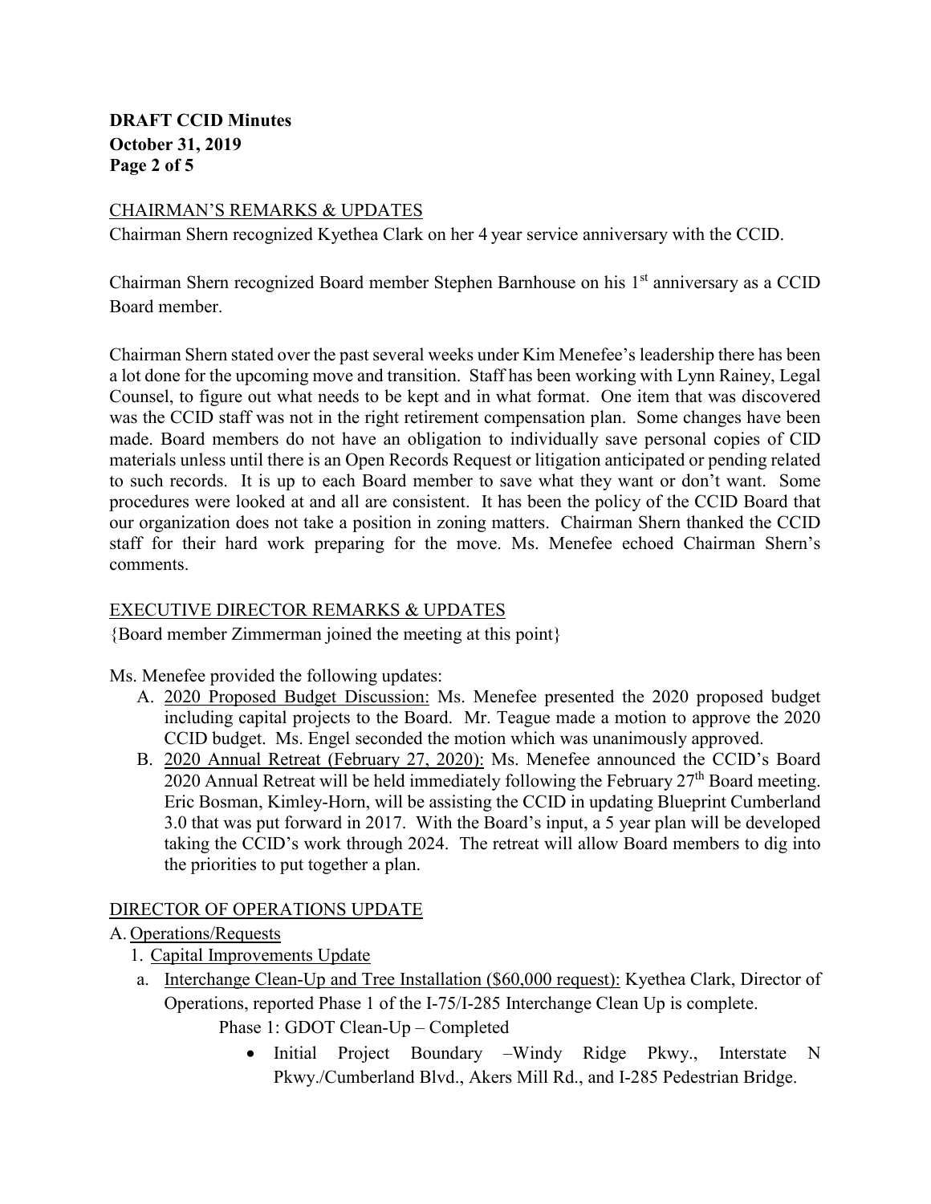## CHAIRMAN'S REMARKS & UPDATES

Chairman Shern recognized Kyethea Clark on her 4 year service anniversary with the CCID.

Chairman Shern recognized Board member Stephen Barnhouse on his 1st anniversary as a CCID Board member.

Chairman Shern stated over the past several weeks under Kim Menefee's leadership there has been a lot done for the upcoming move and transition. Staff has been working with Lynn Rainey, Legal Counsel, to figure out what needs to be kept and in what format. One item that was discovered was the CCID staff was not in the right retirement compensation plan. Some changes have been made. Board members do not have an obligation to individually save personal copies of CID materials unless until there is an Open Records Request or litigation anticipated or pending related to such records. It is up to each Board member to save what they want or don't want. Some procedures were looked at and all are consistent. It has been the policy of the CCID Board that our organization does not take a position in zoning matters. Chairman Shern thanked the CCID staff for their hard work preparing for the move. Ms. Menefee echoed Chairman Shern's comments.

## EXECUTIVE DIRECTOR REMARKS & UPDATES

{Board member Zimmerman joined the meeting at this point}

Ms. Menefee provided the following updates:

A. 2020 Proposed Budget Discussion: Ms. Menefee presented the 2020 proposed budget including capital projects to the Board. Mr. Teague made a motion to approve the 2020 CCID budget. Ms. Engel seconded the motion which was unanimously approved.

B. 2020 Annual Retreat (February 27, 2020): Ms. Menefee announced the CCID's Board 2020 Annual Retreat will be held immediately following the February 27th Board meeting. Eric Bosman, Kimley-Horn, will be assisting the CCID in updating Blueprint Cumberland 3.0 that was put forward in 2017. With the Board's input, a 5 year plan will be developed taking the CCID's work through 2024. The retreat will allow Board members to dig into the priorities to put together a plan.

## DIRECTOR OF OPERATIONS UPDATE

A. Operations/Requests

1. Capital Improvements Update

a. Interchange Clean-Up and Tree Installation ($60,000 request): Kyethea Clark, Director of Operations, reported Phase 1 of the I-75/I-285 Interchange Clean Up is complete.

Phase 1: GDOT Clean-Up – Completed

- Initial Project Boundary –Windy Ridge Pkwy., Interstate N Pkwy./Cumberland Blvd., Akers Mill Rd., and I-285 Pedestrian Bridge.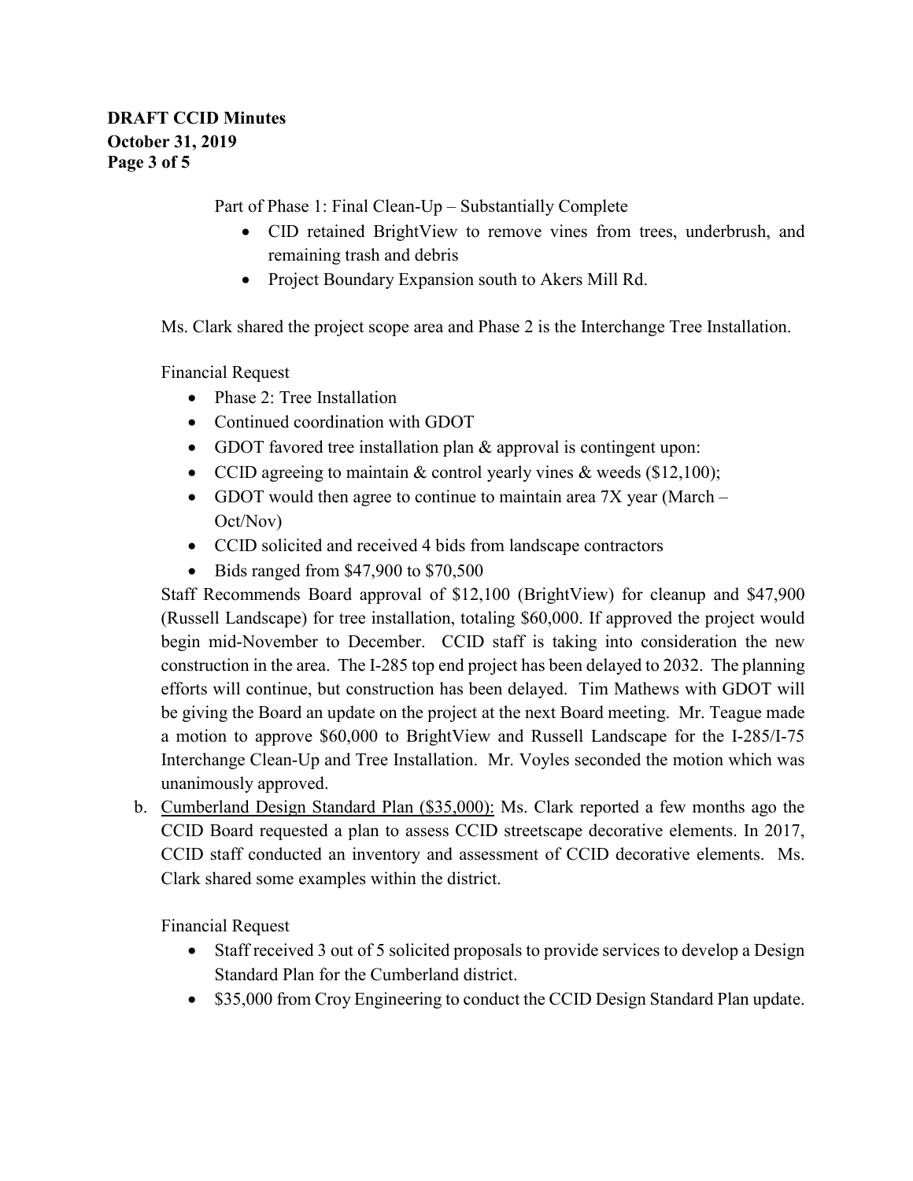Part of Phase 1: Final Clean-Up – Substantially Complete

- CID retained BrightView to remove vines from trees, underbrush, and remaining trash and debris
- Project Boundary Expansion south to Akers Mill Rd.

Ms. Clark shared the project scope area and Phase 2 is the Interchange Tree Installation.

Financial Request

- Phase 2: Tree Installation
- Continued coordination with GDOT
- GDOT favored tree installation plan & approval is contingent upon:
- CCID agreeing to maintain & control yearly vines & weeds ($12,100);
- GDOT would then agree to continue to maintain area 7X year (March – Oct/Nov)
- CCID solicited and received 4 bids from landscape contractors
- Bids ranged from $47,900 to $70,500

Staff Recommends Board approval of $12,100 (BrightView) for cleanup and $47,900 (Russell Landscape) for tree installation, totaling $60,000. If approved the project would begin mid-November to December. CCID staff is taking into consideration the new construction in the area. The I-285 top end project has been delayed to 2032. The planning efforts will continue, but construction has been delayed. Tim Mathews with GDOT will be giving the Board an update on the project at the next Board meeting. Mr. Teague made a motion to approve $60,000 to BrightView and Russell Landscape for the I-285/I-75 Interchange Clean-Up and Tree Installation. Mr. Voyles seconded the motion which was unanimously approved.

b. Cumberland Design Standard Plan ($35,000): Ms. Clark reported a few months ago the CCID Board requested a plan to assess CCID streetscape decorative elements. In 2017, CCID staff conducted an inventory and assessment of CCID decorative elements. Ms. Clark shared some examples within the district.

Financial Request

- Staff received 3 out of 5 solicited proposals to provide services to develop a Design Standard Plan for the Cumberland district.
- $35,000 from Croy Engineering to conduct the CCID Design Standard Plan update.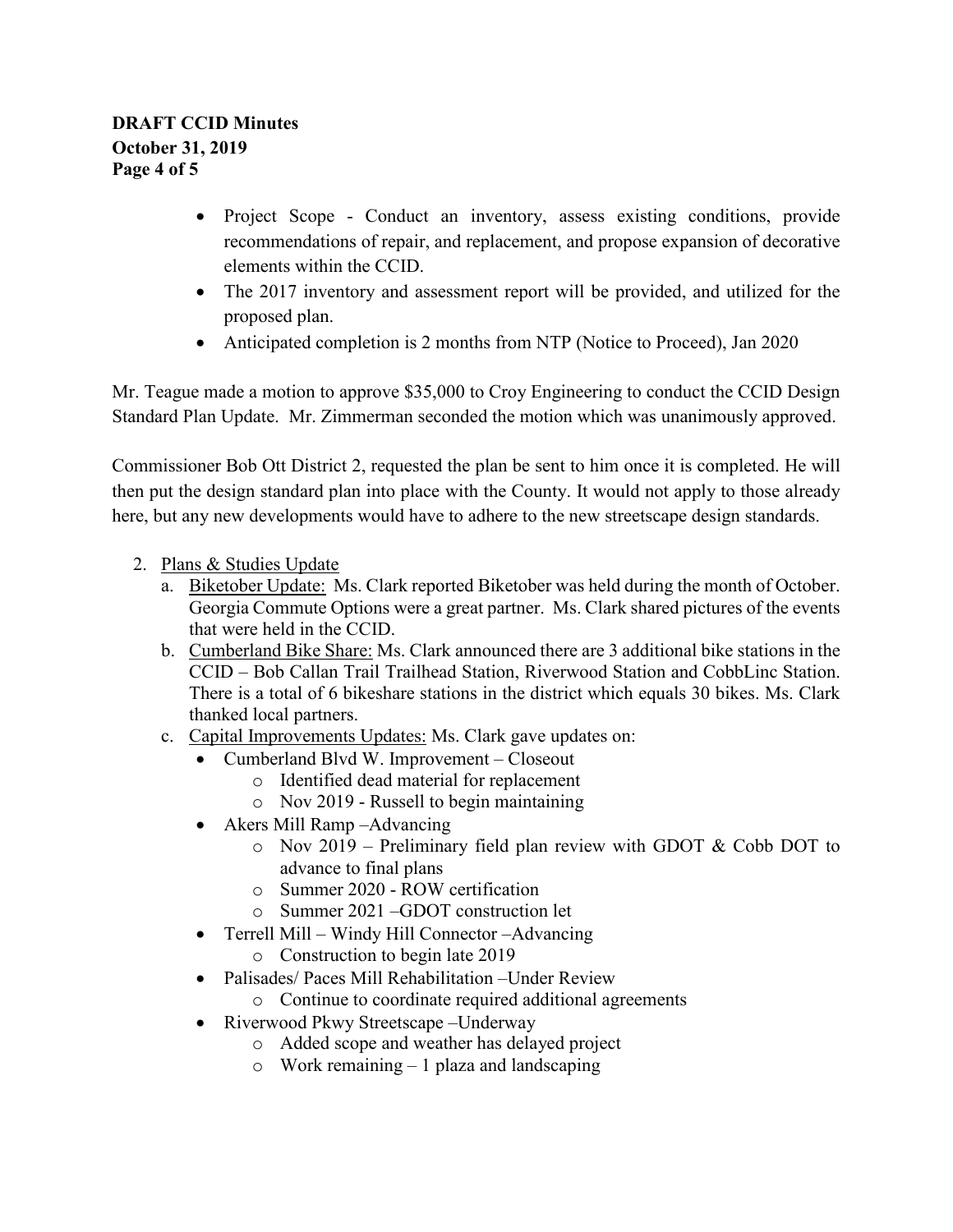- Project Scope - Conduct an inventory, assess existing conditions, provide recommendations of repair, and replacement, and propose expansion of decorative elements within the CCID.
- The 2017 inventory and assessment report will be provided, and utilized for the proposed plan.
- Anticipated completion is 2 months from NTP (Notice to Proceed), Jan 2020

Mr. Teague made a motion to approve $35,000 to Croy Engineering to conduct the CCID Design Standard Plan Update. Mr. Zimmerman seconded the motion which was unanimously approved.

Commissioner Bob Ott District 2, requested the plan be sent to him once it is completed. He will then put the design standard plan into place with the County. It would not apply to those already here, but any new developments would have to adhere to the new streetscape design standards.

2. Plans & Studies Update
   a. Biketober Update: Ms. Clark reported Biketober was held during the month of October. Georgia Commute Options were a great partner. Ms. Clark shared pictures of the events that were held in the CCID.
   b. Cumberland Bike Share: Ms. Clark announced there are 3 additional bike stations in the CCID – Bob Callan Trail Trailhead Station, Riverwood Station and CobbLinc Station. There is a total of 6 bikeshare stations in the district which equals 30 bikes. Ms. Clark thanked local partners.
   c. Capital Improvements Updates: Ms. Clark gave updates on:
      - Cumberland Blvd W. Improvement – Closeout
        - Identified dead material for replacement
        - Nov 2019 - Russell to begin maintaining
      - Akers Mill Ramp –Advancing
        - Nov 2019 – Preliminary field plan review with GDOT & Cobb DOT to advance to final plans
        - Summer 2020 - ROW certification
        - Summer 2021 –GDOT construction let
      - Terrell Mill – Windy Hill Connector –Advancing
        - Construction to begin late 2019
      - Palisades/ Paces Mill Rehabilitation –Under Review
        - Continue to coordinate required additional agreements
      - Riverwood Pkwy Streetscape –Underway
        - Added scope and weather has delayed project
        - Work remaining – 1 plaza and landscaping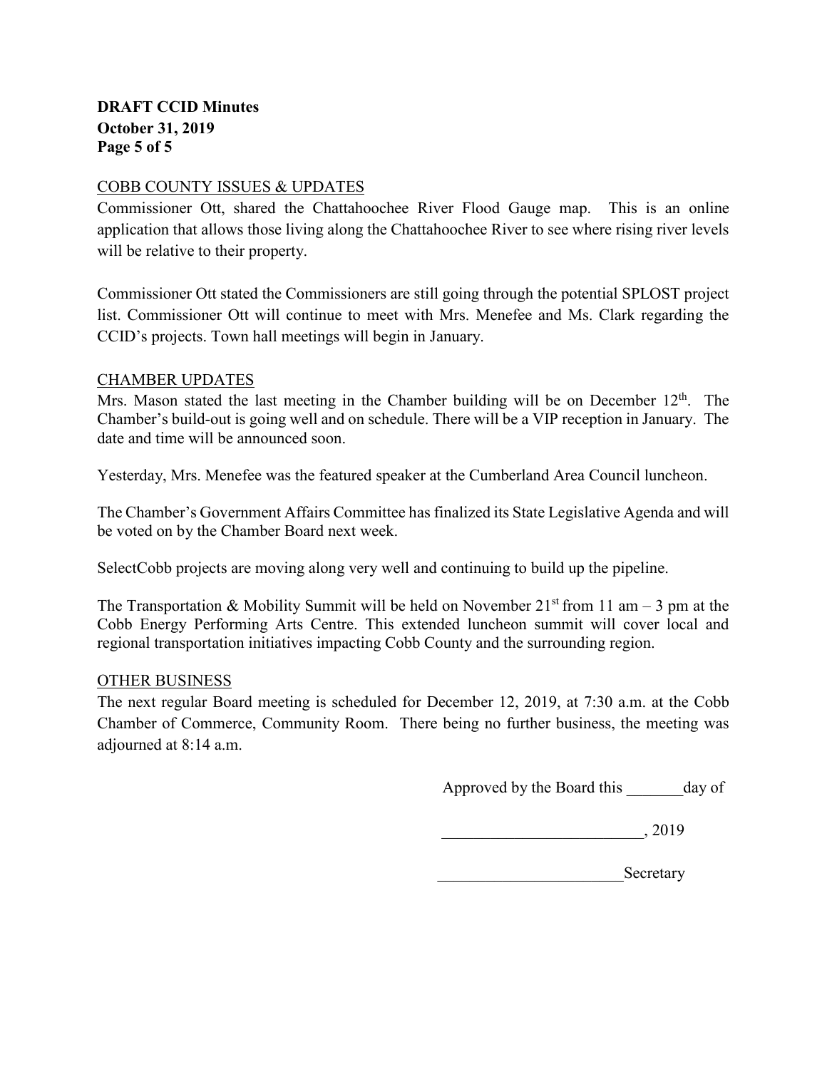## COBB COUNTY ISSUES & UPDATES

Commissioner Ott, shared the Chattahoochee River Flood Gauge map. This is an online application that allows those living along the Chattahoochee River to see where rising river levels will be relative to their property.

Commissioner Ott stated the Commissioners are still going through the potential SPLOST project list. Commissioner Ott will continue to meet with Mrs. Menefee and Ms. Clark regarding the CCID's projects. Town hall meetings will begin in January.

## CHAMBER UPDATES

Mrs. Mason stated the last meeting in the Chamber building will be on December 12th. The Chamber's build-out is going well and on schedule. There will be a VIP reception in January. The date and time will be announced soon.

Yesterday, Mrs. Menefee was the featured speaker at the Cumberland Area Council luncheon.

The Chamber's Government Affairs Committee has finalized its State Legislative Agenda and will be voted on by the Chamber Board next week.

SelectCobb projects are moving along very well and continuing to build up the pipeline.

The Transportation & Mobility Summit will be held on November 21st from 11 am – 3 pm at the Cobb Energy Performing Arts Centre. This extended luncheon summit will cover local and regional transportation initiatives impacting Cobb County and the surrounding region.

## OTHER BUSINESS

The next regular Board meeting is scheduled for December 12, 2019, at 7:30 a.m. at the Cobb Chamber of Commerce, Community Room. There being no further business, the meeting was adjourned at 8:14 a.m.

Approved by the Board this _______day of

________________________, 2019

_______________________Secretary